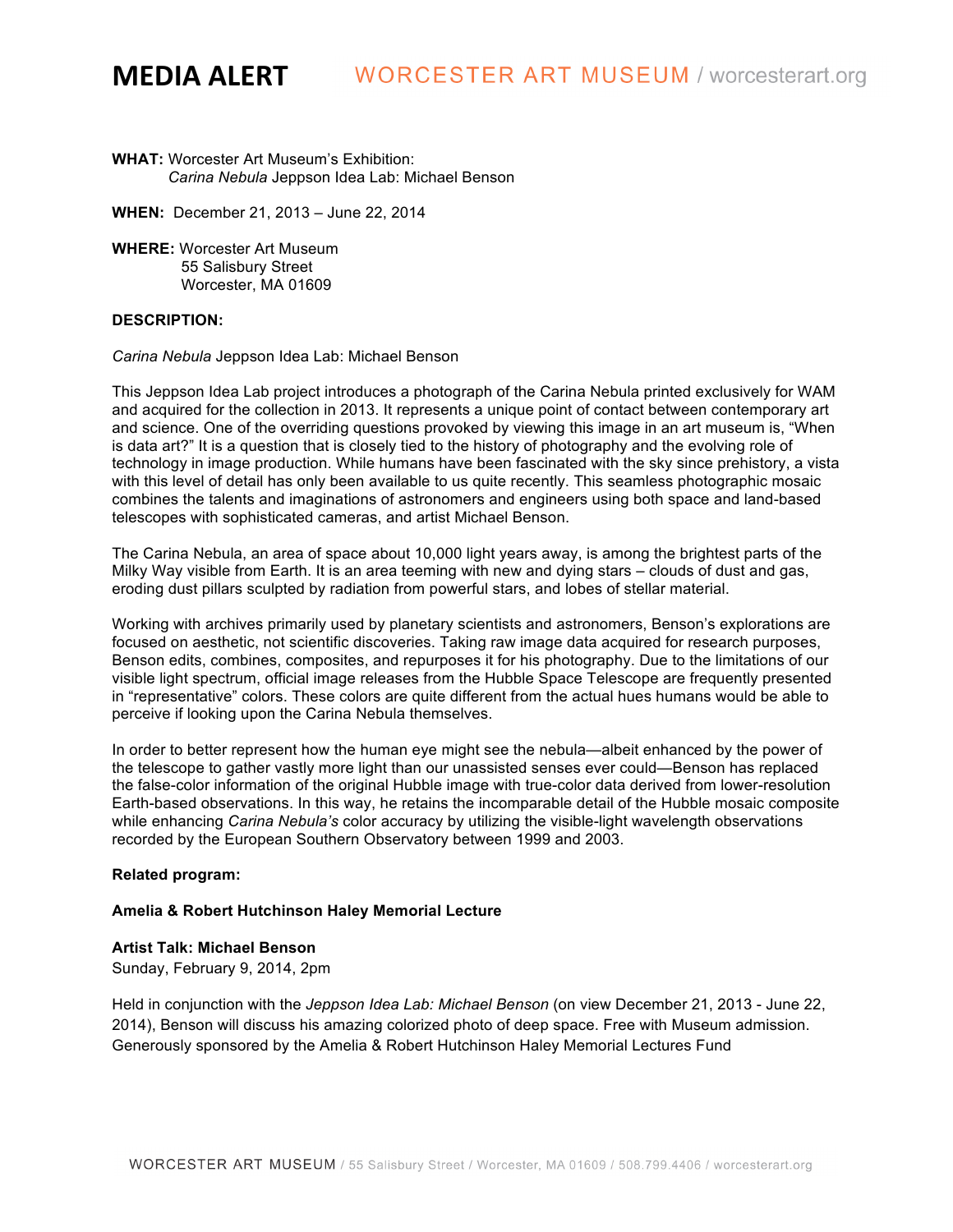# MEDIA ALERT

WORCESTER ART MUSEUM / worcesterart.org

**WHAT:** Worcester Art Museum's Exhibition:
*Carina Nebula* Jeppson Idea Lab: Michael Benson

**WHEN:** December 21, 2013 – June 22, 2014

**WHERE:** Worcester Art Museum
55 Salisbury Street
Worcester, MA 01609

**DESCRIPTION:**

*Carina Nebula* Jeppson Idea Lab: Michael Benson

This Jeppson Idea Lab project introduces a photograph of the Carina Nebula printed exclusively for WAM and acquired for the collection in 2013. It represents a unique point of contact between contemporary art and science. One of the overriding questions provoked by viewing this image in an art museum is, "When is data art?" It is a question that is closely tied to the history of photography and the evolving role of technology in image production. While humans have been fascinated with the sky since prehistory, a vista with this level of detail has only been available to us quite recently. This seamless photographic mosaic combines the talents and imaginations of astronomers and engineers using both space and land-based telescopes with sophisticated cameras, and artist Michael Benson.

The Carina Nebula, an area of space about 10,000 light years away, is among the brightest parts of the Milky Way visible from Earth. It is an area teeming with new and dying stars – clouds of dust and gas, eroding dust pillars sculpted by radiation from powerful stars, and lobes of stellar material.

Working with archives primarily used by planetary scientists and astronomers, Benson's explorations are focused on aesthetic, not scientific discoveries. Taking raw image data acquired for research purposes, Benson edits, combines, composites, and repurposes it for his photography. Due to the limitations of our visible light spectrum, official image releases from the Hubble Space Telescope are frequently presented in "representative" colors. These colors are quite different from the actual hues humans would be able to perceive if looking upon the Carina Nebula themselves.

In order to better represent how the human eye might see the nebula—albeit enhanced by the power of the telescope to gather vastly more light than our unassisted senses ever could—Benson has replaced the false-color information of the original Hubble image with true-color data derived from lower-resolution Earth-based observations. In this way, he retains the incomparable detail of the Hubble mosaic composite while enhancing *Carina Nebula's* color accuracy by utilizing the visible-light wavelength observations recorded by the European Southern Observatory between 1999 and 2003.

**Related program:**

**Amelia & Robert Hutchinson Haley Memorial Lecture**

**Artist Talk: Michael Benson**
Sunday, February 9, 2014, 2pm

Held in conjunction with the *Jeppson Idea Lab: Michael Benson* (on view December 21, 2013 - June 22, 2014), Benson will discuss his amazing colorized photo of deep space. Free with Museum admission. Generously sponsored by the Amelia & Robert Hutchinson Haley Memorial Lectures Fund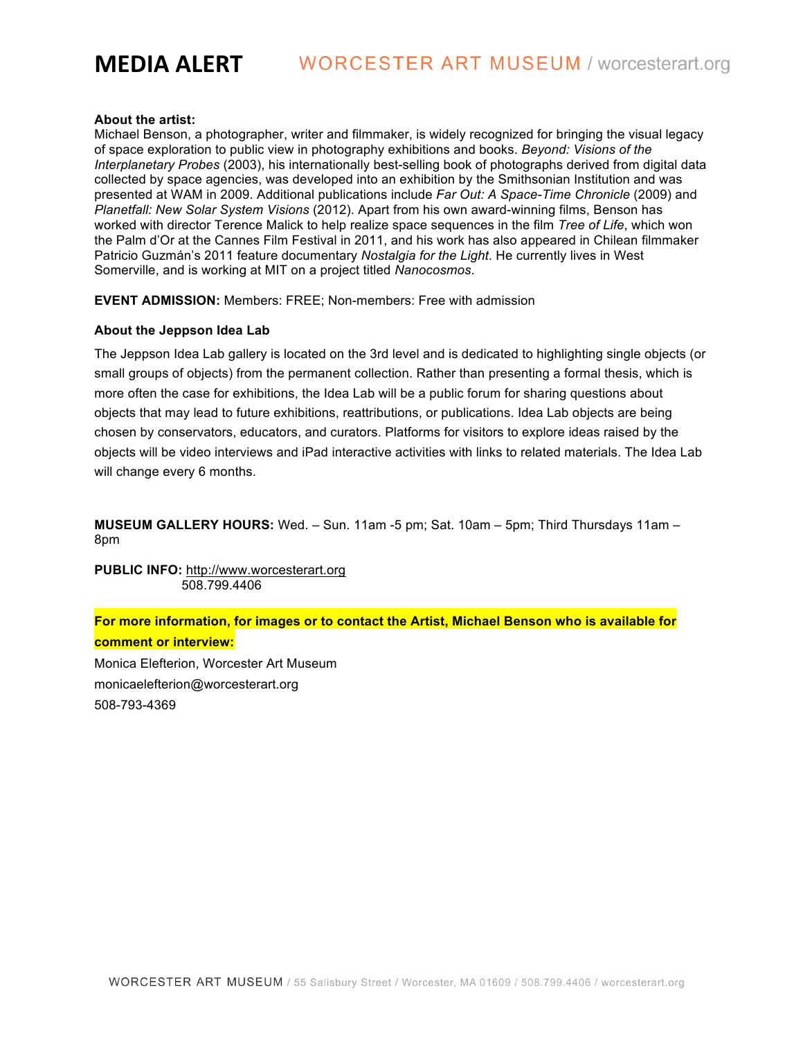**About the artist:**
Michael Benson, a photographer, writer and filmmaker, is widely recognized for bringing the visual legacy of space exploration to public view in photography exhibitions and books. *Beyond: Visions of the Interplanetary Probes* (2003), his internationally best-selling book of photographs derived from digital data collected by space agencies, was developed into an exhibition by the Smithsonian Institution and was presented at WAM in 2009. Additional publications include *Far Out: A Space-Time Chronicle* (2009) and *Planetfall: New Solar System Visions* (2012). Apart from his own award-winning films, Benson has worked with director Terence Malick to help realize space sequences in the film *Tree of Life*, which won the Palm d'Or at the Cannes Film Festival in 2011, and his work has also appeared in Chilean filmmaker Patricio Guzmán's 2011 feature documentary *Nostalgia for the Light*. He currently lives in West Somerville, and is working at MIT on a project titled *Nanocosmos*.

**EVENT ADMISSION:** Members: FREE; Non-members: Free with admission

**About the Jeppson Idea Lab**

The Jeppson Idea Lab gallery is located on the 3rd level and is dedicated to highlighting single objects (or small groups of objects) from the permanent collection. Rather than presenting a formal thesis, which is more often the case for exhibitions, the Idea Lab will be a public forum for sharing questions about objects that may lead to future exhibitions, reattributions, or publications. Idea Lab objects are being chosen by conservators, educators, and curators. Platforms for visitors to explore ideas raised by the objects will be video interviews and iPad interactive activities with links to related materials. The Idea Lab will change every 6 months.

**MUSEUM GALLERY HOURS:** Wed. – Sun. 11am -5 pm; Sat. 10am – 5pm; Third Thursdays 11am – 8pm

**PUBLIC INFO:** http://www.worcesterart.org
508.799.4406

**For more information, for images or to contact the Artist, Michael Benson who is available for comment or interview:**

Monica Elefterion, Worcester Art Museum
monicaelefterion@worcesterart.org
508-793-4369